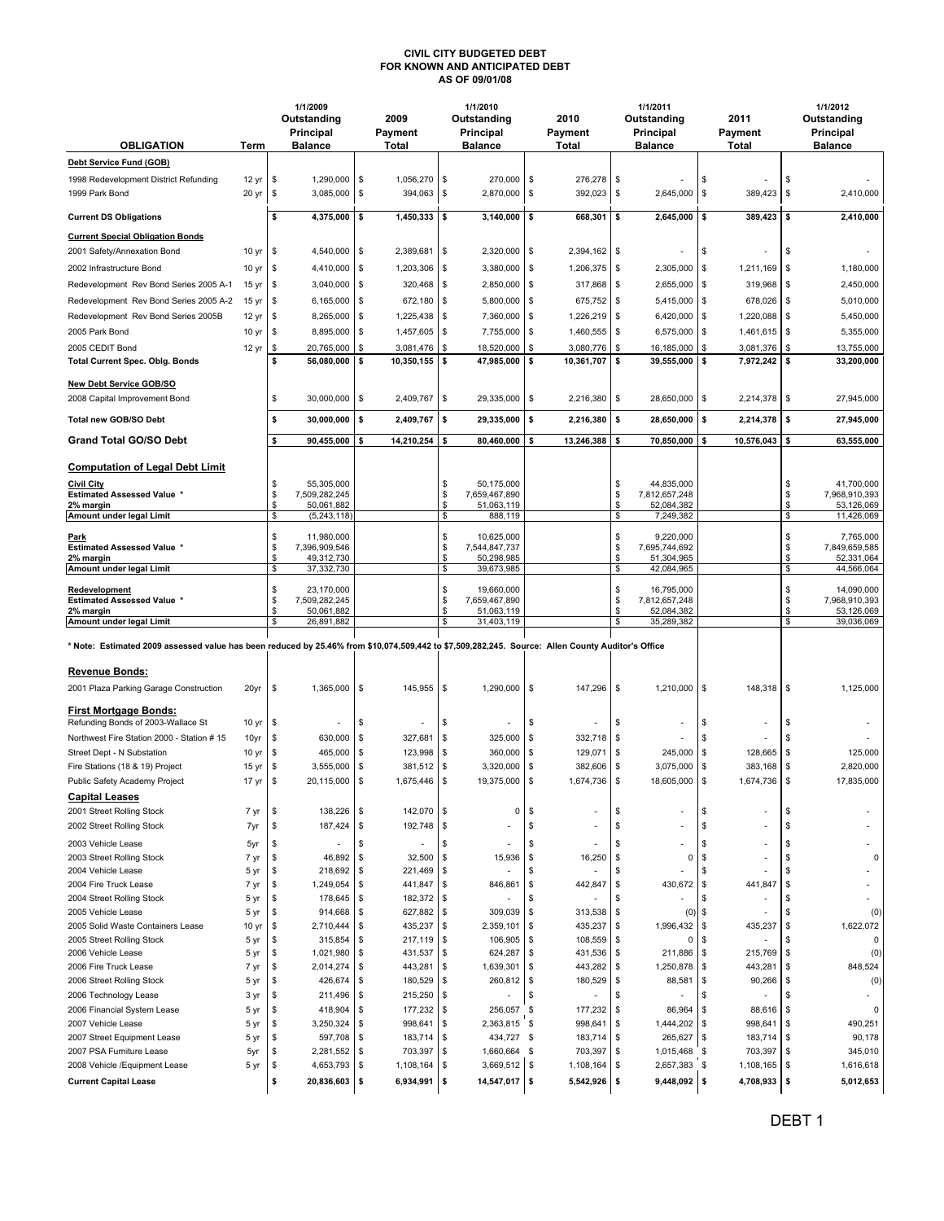# CIVIL CITY BUDGETED DEBT
## FOR KNOWN AND ANTICIPATED DEBT
### AS OF 09/01/08

| OBLIGATION | Term | 1/1/2009 Outstanding Principal Balance | 2009 Payment Total | 1/1/2010 Outstanding Principal Balance | 2010 Payment Total | 1/1/2011 Outstanding Principal Balance | 2011 Payment Total | 1/1/2012 Outstanding Principal Balance |
|---|---|---|---|---|---|---|---|---|
| **Debt Service Fund (GOB)** | | | | | | | | |
| 1998 Redevelopment District Refunding | 12 yr | $ 1,290,000 | $ 1,056,270 | $ 270,000 | $ 276,278 | $ - | $ - | $ - |
| 1999 Park Bond | 20 yr | $ 3,085,000 | $ 394,063 | $ 2,870,000 | $ 392,023 | $ 2,645,000 | $ 389,423 | $ 2,410,000 |
| **Current DS Obligations** | | **$ 4,375,000** | **$ 1,450,333** | **$ 3,140,000** | **$ 668,301** | **$ 2,645,000** | **$ 389,423** | **$ 2,410,000** |
| **Current Special Obligation Bonds** | | | | | | | | |
| 2001 Safety/Annexation Bond | 10 yr | $ 4,540,000 | $ 2,389,681 | $ 2,320,000 | $ 2,394,162 | $ - | $ - | $ - |
| 2002 Infrastructure Bond | 10 yr | $ 4,410,000 | $ 1,203,306 | $ 3,380,000 | $ 1,206,375 | $ 2,305,000 | $ 1,211,169 | $ 1,180,000 |
| Redevelopment Rev Bond Series 2005 A-1 | 15 yr | $ 3,040,000 | $ 320,468 | $ 2,850,000 | $ 317,868 | $ 2,655,000 | $ 319,968 | $ 2,450,000 |
| Redevelopment Rev Bond Series 2005 A-2 | 15 yr | $ 6,165,000 | $ 672,180 | $ 5,800,000 | $ 675,752 | $ 5,415,000 | $ 678,026 | $ 5,010,000 |
| Redevelopment Rev Bond Series 2005B | 12 yr | $ 8,265,000 | $ 1,225,438 | $ 7,360,000 | $ 1,226,219 | $ 6,420,000 | $ 1,220,088 | $ 5,450,000 |
| 2005 Park Bond | 10 yr | $ 8,895,000 | $ 1,457,605 | $ 7,755,000 | $ 1,460,555 | $ 6,575,000 | $ 1,461,615 | $ 5,355,000 |
| 2005 CEDIT Bond | 12 yr | $ 20,765,000 | $ 3,081,476 | $ 18,520,000 | $ 3,080,776 | $ 16,185,000 | $ 3,081,376 | $ 13,755,000 |
| **Total Current Spec. Oblg. Bonds** | | **$ 56,080,000** | **$ 10,350,155** | **$ 47,985,000** | **$ 10,361,707** | **$ 39,555,000** | **$ 7,972,242** | **$ 33,200,000** |
| **New Debt Service GOB/SO** | | | | | | | | |
| 2008 Capital Improvement Bond | | $ 30,000,000 | $ 2,409,767 | $ 29,335,000 | $ 2,216,380 | $ 28,650,000 | $ 2,214,378 | $ 27,945,000 |
| **Total new GOB/SO Debt** | | **$ 30,000,000** | **$ 2,409,767** | **$ 29,335,000** | **$ 2,216,380** | **$ 28,650,000** | **$ 2,214,378** | **$ 27,945,000** |
| **Grand Total GO/SO Debt** | | **$ 90,455,000** | **$ 14,210,254** | **$ 80,460,000** | **$ 13,246,388** | **$ 70,850,000** | **$ 10,576,043** | **$ 63,555,000** |
| **Computation of Legal Debt Limit** | | | | | | | | |
| **Civil City** | | $ 55,305,000 | | $ 50,175,000 | | $ 44,835,000 | | $ 41,700,000 |
| **Estimated Assessed Value *** | | $ 7,509,282,245 | | $ 7,659,467,890 | | $ 7,812,657,248 | | $ 7,968,910,393 |
| **2% margin** | | $ 50,061,882 | | $ 51,063,119 | | $ 52,084,382 | | $ 53,126,069 |
| **Amount under legal Limit** | | $ (5,243,118) | | $ 888,119 | | $ 7,249,382 | | $ 11,426,069 |
| **Park** | | $ 11,980,000 | | $ 10,625,000 | | $ 9,220,000 | | $ 7,765,000 |
| **Estimated Assessed Value *** | | $ 7,396,909,546 | | $ 7,544,847,737 | | $ 7,695,744,692 | | $ 7,849,659,585 |
| **2% margin** | | $ 49,312,730 | | $ 50,298,985 | | $ 51,304,965 | | $ 52,331,064 |
| **Amount under legal Limit** | | $ 37,332,730 | | $ 39,673,985 | | $ 42,084,965 | | $ 44,566,064 |
| **Redevelopment** | | $ 23,170,000 | | $ 19,660,000 | | $ 16,795,000 | | $ 14,090,000 |
| **Estimated Assessed Value *** | | $ 7,509,282,245 | | $ 7,659,467,890 | | $ 7,812,657,248 | | $ 7,968,910,393 |
| **2% margin** | | $ 50,061,882 | | $ 51,063,119 | | $ 52,084,382 | | $ 53,126,069 |
| **Amount under legal Limit** | | $ 26,891,882 | | $ 31,403,119 | | $ 35,289,382 | | $ 39,036,069 |

**\* Note: Estimated 2009 assessed value has been reduced by 25.46% from $10,074,509,442 to $7,509,282,245. Source: Allen County Auditor's Office**

| OBLIGATION | Term | 1/1/2009 Outstanding Principal Balance | 2009 Payment Total | 1/1/2010 Outstanding Principal Balance | 2010 Payment Total | 1/1/2011 Outstanding Principal Balance | 2011 Payment Total | 1/1/2012 Outstanding Principal Balance |
|---|---|---|---|---|---|---|---|---|
| **Revenue Bonds:** | | | | | | | | |
| 2001 Plaza Parking Garage Construction | 20yr | $ 1,365,000 | $ 145,955 | $ 1,290,000 | $ 147,296 | $ 1,210,000 | $ 148,318 | $ 1,125,000 |
| **First Mortgage Bonds:** | | | | | | | | |
| Refunding Bonds of 2003-Wallace St | 10 yr | $ - | $ - | $ - | $ - | $ - | $ - | $ - |
| Northwest Fire Station 2000 - Station # 15 | 10yr | $ 630,000 | $ 327,681 | $ 325,000 | $ 332,718 | $ - | $ - | $ - |
| Street Dept - N Substation | 10 yr | $ 465,000 | $ 123,998 | $ 360,000 | $ 129,071 | $ 245,000 | $ 128,665 | $ 125,000 |
| Fire Stations (18 & 19) Project | 15 yr | $ 3,555,000 | $ 381,512 | $ 3,320,000 | $ 382,606 | $ 3,075,000 | $ 383,168 | $ 2,820,000 |
| Public Safety Academy Project | 17 yr | $ 20,115,000 | $ 1,675,446 | $ 19,375,000 | $ 1,674,736 | $ 18,605,000 | $ 1,674,736 | $ 17,835,000 |
| **Capital Leases** | | | | | | | | |
| 2001 Street Rolling Stock | 7 yr | $ 138,226 | $ 142,070 | $ 0 | $ - | $ - | $ - | $ - |
| 2002 Street Rolling Stock | 7yr | $ 187,424 | $ 192,748 | $ - | $ - | $ - | $ - | $ - |
| 2003 Vehicle Lease | 5yr | $ - | $ - | $ - | $ - | $ - | $ - | $ - |
| 2003 Street Rolling Stock | 7 yr | $ 46,892 | $ 32,500 | $ 15,936 | $ 16,250 | $ 0 | $ - | $ 0 |
| 2004 Vehicle Lease | 5 yr | $ 218,692 | $ 221,469 | $ - | $ - | $ - | $ - | $ - |
| 2004 Fire Truck Lease | 7 yr | $ 1,249,054 | $ 441,847 | $ 846,861 | $ 442,847 | $ 430,672 | $ 441,847 | $ - |
| 2004 Street Rolling Stock | 5 yr | $ 178,645 | $ 182,372 | $ - | $ - | $ - | $ - | $ - |
| 2005 Vehicle Lease | 5 yr | $ 914,668 | $ 627,882 | $ 309,039 | $ 313,538 | $ (0) | $ - | $ (0) |
| 2005 Solid Waste Containers Lease | 10 yr | $ 2,710,444 | $ 435,237 | $ 2,359,101 | $ 435,237 | $ 1,996,432 | $ 435,237 | $ 1,622,072 |
| 2005 Street Rolling Stock | 5 yr | $ 315,854 | $ 217,119 | $ 106,905 | $ 108,559 | $ 0 | $ - | $ 0 |
| 2006 Vehicle Lease | 5 yr | $ 1,021,980 | $ 431,537 | $ 624,287 | $ 431,536 | $ 211,886 | $ 215,769 | $ (0) |
| 2006 Fire Truck Lease | 7 yr | $ 2,014,274 | $ 443,281 | $ 1,639,301 | $ 443,282 | $ 1,250,878 | $ 443,281 | $ 848,524 |
| 2006 Street Rolling Stock | 5 yr | $ 426,674 | $ 180,529 | $ 260,812 | $ 180,529 | $ 88,581 | $ 90,266 | $ (0) |
| 2006 Technology Lease | 3 yr | $ 211,496 | $ 215,250 | $ - | $ - | $ - | $ - | $ - |
| 2006 Financial System Lease | 5 yr | $ 418,904 | $ 177,232 | $ 256,057 | $ 177,232 | $ 86,964 | $ 88,616 | $ 0 |
| 2007 Vehicle Lease | 5 yr | $ 3,250,324 | $ 998,641 | $ 2,363,815 | $ 998,641 | $ 1,444,202 | $ 998,641 | $ 490,251 |
| 2007 Street Equipment Lease | 5 yr | $ 597,708 | $ 183,714 | $ 434,727 | $ 183,714 | $ 265,627 | $ 183,714 | $ 90,178 |
| 2007 PSA Furniture Lease | 5yr | $ 2,281,552 | $ 703,397 | $ 1,660,664 | $ 703,397 | $ 1,015,468 | $ 703,397 | $ 345,010 |
| 2008 Vehicle /Equipment Lease | 5 yr | $ 4,653,793 | $ 1,108,164 | $ 3,669,512 | $ 1,108,164 | $ 2,657,383 | $ 1,108,165 | $ 1,616,618 |
| **Current Capital Lease** | | **$ 20,836,603** | **$ 6,934,991** | **$ 14,547,017** | **$ 5,542,926** | **$ 9,448,092** | **$ 4,708,933** | **$ 5,012,653** |

DEBT 1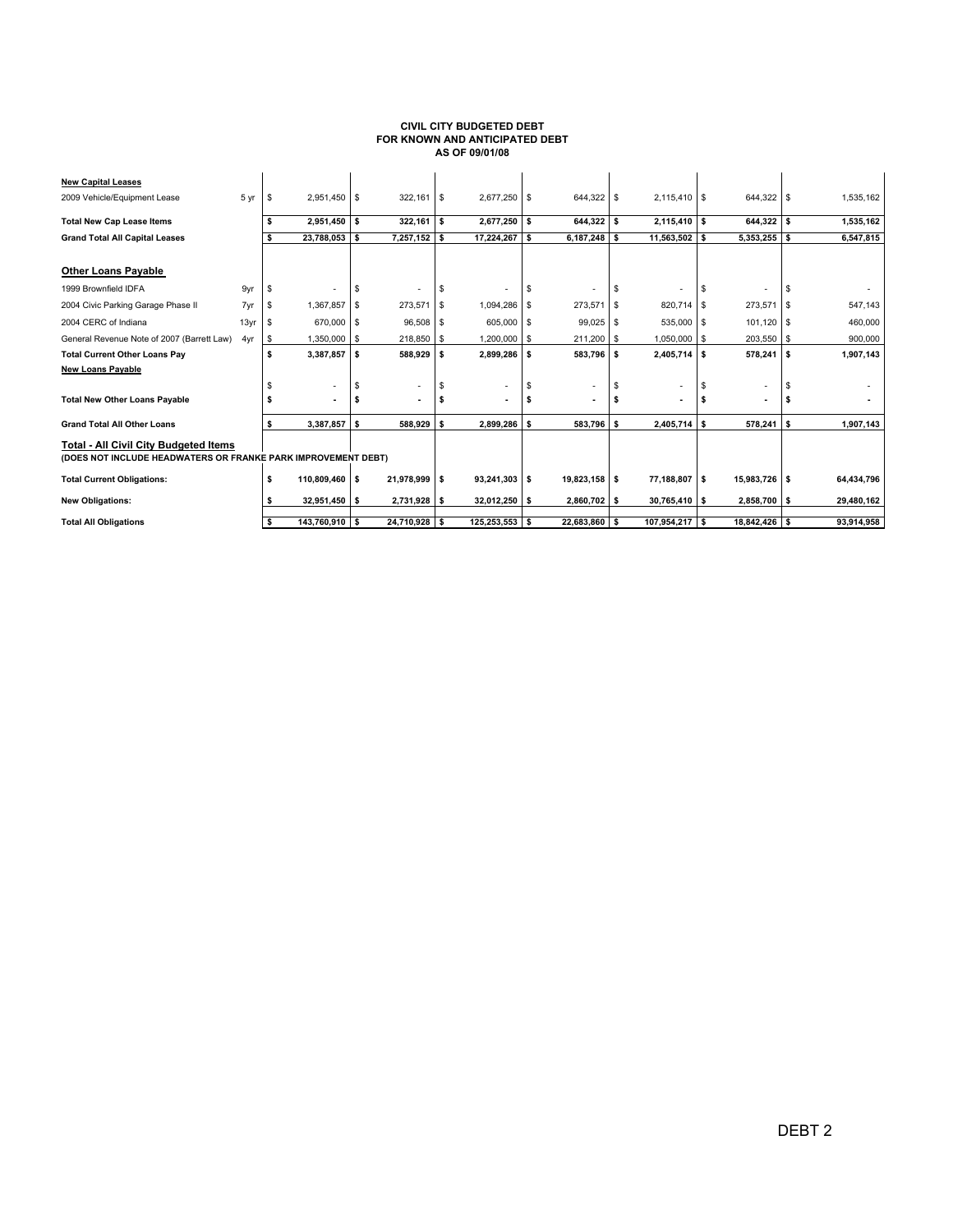**CIVIL CITY BUDGETED DEBT**
**FOR KNOWN AND ANTICIPATED DEBT**
**AS OF 09/01/08**

| | | | | | | | | |
|---|---|---|---|---|---|---|---|---|
| **New Capital Leases** | | | | | | | | |
| 2009 Vehicle/Equipment Lease | 5 yr | $ 2,951,450 | $ 322,161 | $ 2,677,250 | $ 644,322 | $ 2,115,410 | $ 644,322 | $ 1,535,162 |
| **Total New Cap Lease Items** | | **$ 2,951,450** | **$ 322,161** | **$ 2,677,250** | **$ 644,322** | **$ 2,115,410** | **$ 644,322** | **$ 1,535,162** |
| **Grand Total All Capital Leases** | | **$ 23,788,053** | **$ 7,257,152** | **$ 17,224,267** | **$ 6,187,248** | **$ 11,563,502** | **$ 5,353,255** | **$ 6,547,815** |
| **Other Loans Payable** | | | | | | | | |
| 1999 Brownfield IDFA | 9yr | $ - | $ - | $ - | $ - | $ - | $ - | $ - |
| 2004 Civic Parking Garage Phase II | 7yr | $ 1,367,857 | $ 273,571 | $ 1,094,286 | $ 273,571 | $ 820,714 | $ 273,571 | $ 547,143 |
| 2004 CERC of Indiana | 13yr | $ 670,000 | $ 96,508 | $ 605,000 | $ 99,025 | $ 535,000 | $ 101,120 | $ 460,000 |
| General Revenue Note of 2007 (Barrett Law) | 4yr | $ 1,350,000 | $ 218,850 | $ 1,200,000 | $ 211,200 | $ 1,050,000 | $ 203,550 | $ 900,000 |
| **Total Current Other Loans Pay** | | **$ 3,387,857** | **$ 588,929** | **$ 2,899,286** | **$ 583,796** | **$ 2,405,714** | **$ 578,241** | **$ 1,907,143** |
| **New Loans Payable** | | | | | | | | |
| | | $ - | $ - | $ - | $ - | $ - | $ - | $ - |
| **Total New Other Loans Payable** | | **$ -** | **$ -** | **$ -** | **$ -** | **$ -** | **$ -** | **$ -** |
| **Grand Total All Other Loans** | | **$ 3,387,857** | **$ 588,929** | **$ 2,899,286** | **$ 583,796** | **$ 2,405,714** | **$ 578,241** | **$ 1,907,143** |
| **Total - All Civil City Budgeted Items** (DOES NOT INCLUDE HEADWATERS OR FRANKE PARK IMPROVEMENT DEBT) | | | | | | | | |
| **Total Current Obligations:** | | **$ 110,809,460** | **$ 21,978,999** | **$ 93,241,303** | **$ 19,823,158** | **$ 77,188,807** | **$ 15,983,726** | **$ 64,434,796** |
| **New Obligations:** | | **$ 32,951,450** | **$ 2,731,928** | **$ 32,012,250** | **$ 2,860,702** | **$ 30,765,410** | **$ 2,858,700** | **$ 29,480,162** |
| **Total All Obligations** | | **$ 143,760,910** | **$ 24,710,928** | **$ 125,253,553** | **$ 22,683,860** | **$ 107,954,217** | **$ 18,842,426** | **$ 93,914,958** |

DEBT 2